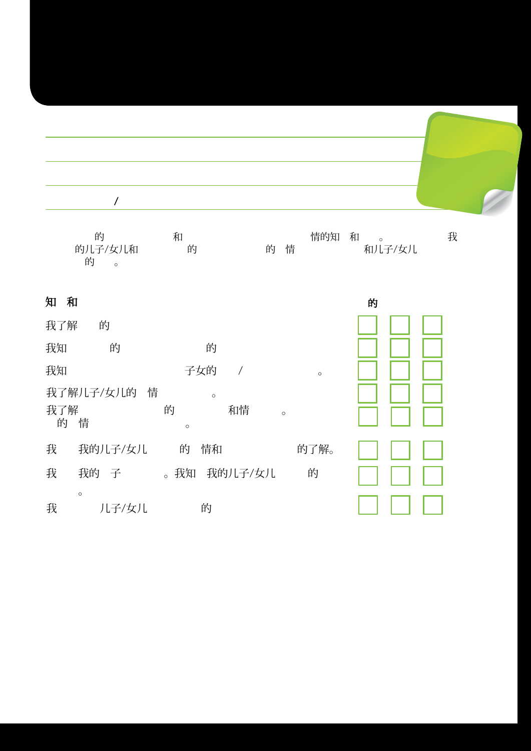/

的 和 情的知 和 。 我
的儿子/女儿和 的 的 情 和儿子/女儿
的 。

**知 和** **的**

| | | | |
|---|---|---|---|
| 我了解 的 | ☐ | ☐ | ☐ |
| 我知 的 的 | ☐ | ☐ | ☐ |
| 我知 子女的 / 。 | ☐ | ☐ | ☐ |
| 我了解儿子/女儿的 情 。 | ☐ | ☐ | ☐ |
| 我了解 的 和情 。 的 情 。 | ☐ | ☐ | ☐ |
| 我 我的儿子/女儿 的 情和 的了解。 | ☐ | ☐ | ☐ |
| 我 我的 子 。我知 我的儿子/女儿 的 。 | ☐ | ☐ | ☐ |
| 我 儿子/女儿 的 | ☐ | ☐ | ☐ |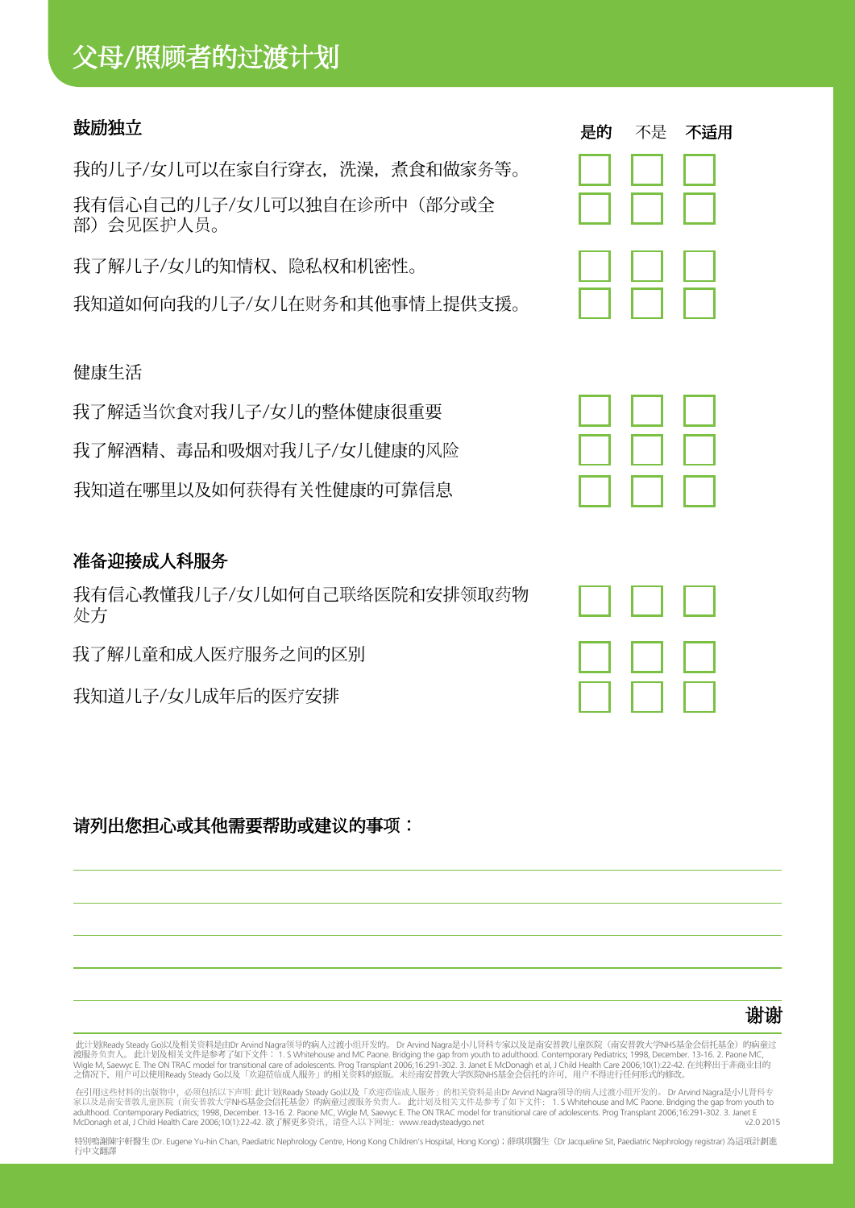# 父母/照顾者的过渡计划

| 鼓励独立 | 是的 | 不是 | 不适用 |
|---|---|---|---|
| 我的儿子/女儿可以在家自行穿衣，洗澡，煮食和做家务等。 | ☐ | ☐ | ☐ |
| 我有信心自己的儿子/女儿可以独自在诊所中（部分或全部）会见医护人员。 | ☐ | ☐ | ☐ |
| 我了解儿子/女儿的知情权、隐私权和机密性。 | ☐ | ☐ | ☐ |
| 我知道如何向我的儿子/女儿在财务和其他事情上提供支援。 | ☐ | ☐ | ☐ |
| **健康生活** | | | |
| 我了解适当饮食对我儿子/女儿的整体健康很重要 | ☐ | ☐ | ☐ |
| 我了解酒精、毒品和吸烟对我儿子/女儿健康的风险 | ☐ | ☐ | ☐ |
| 我知道在哪里以及如何获得有关性健康的可靠信息 | ☐ | ☐ | ☐ |
| **准备迎接成人科服务** | | | |
| 我有信心教懂我儿子/女儿如何自己联络医院和安排领取药物处方 | ☐ | ☐ | ☐ |
| 我了解儿童和成人医疗服务之间的区别 | ☐ | ☐ | ☐ |
| 我知道儿子/女儿成年后的医疗安排 | ☐ | ☐ | ☐ |

**请列出您担心或其他需要帮助或建议的事项：**

______________________________________________

______________________________________________

______________________________________________

______________________________________________

______________________________________________

**谢谢**

此计划Ready Steady Go以及相关资料是由Dr Arvind Nagra领导的病人过渡小组开发的。Dr Arvind Nagra是小儿肾科专家以及是南安普敦儿童医院（南安普敦大学NHS基金会信托基金）的病童过渡服务负责人。此计划及相关文件是参考了如下文件：1. S Whitehouse and MC Paone. Bridging the gap from youth to adulthood. Contemporary Pediatrics; 1998, December. 13-16. 2. Paone MC, Wigle M, Saewyc E. The ON TRAC model for transitional care of adolescents. Prog Transplant 2006;16:291-302. 3. Janet E McDonagh et al, J Child Health Care 2006;10(1):22-42. 在纯粹出于非商业目的之情况下，用户可以使用Ready Steady Go以及「欢迎莅临成人服务」的相关资料的原版。未经南安普敦大学医院NHS基金会信托的许可，用户不得进行任何形式的修改。

在引用这些材料的出版物中，必须包括以下声明: 此计划(Ready Steady Go)以及「欢迎莅临成人服务」的相关资料是由Dr Arvind Nagra领导的病人过渡小组开发的。Dr Arvind Nagra是小儿肾科专家以及是南安普敦儿童医院（南安普敦大学NHS基金会信托基金）的病童过渡服务负责人。此计划及相关资料是参考了如下文件：1. S Whitehouse and MC Paone. Bridging the gap from youth to adulthood. Contemporary Pediatrics; 1998, December. 13-16. 2. Paone MC, Wigle M, Saewyc E. The ON TRAC model for transitional care of adolescents. Prog Transplant 2006;16:291-302. 3. Janet E McDonagh et al, J Child Health Care 2006;10(1):22-42. 欲了解更多资讯，请登入以下网址：www.readysteadygo.net v2.0 2015

特別鳴謝陳宇軒醫生 (Dr. Eugene Yu-hin Chan, Paediatric Nephrology Centre, Hong Kong Children's Hospital, Hong Kong)；薛琪琪醫生（Dr Jacqueline Sit, Paediatric Nephrology registrar) 為這項計劃進行中文翻譯